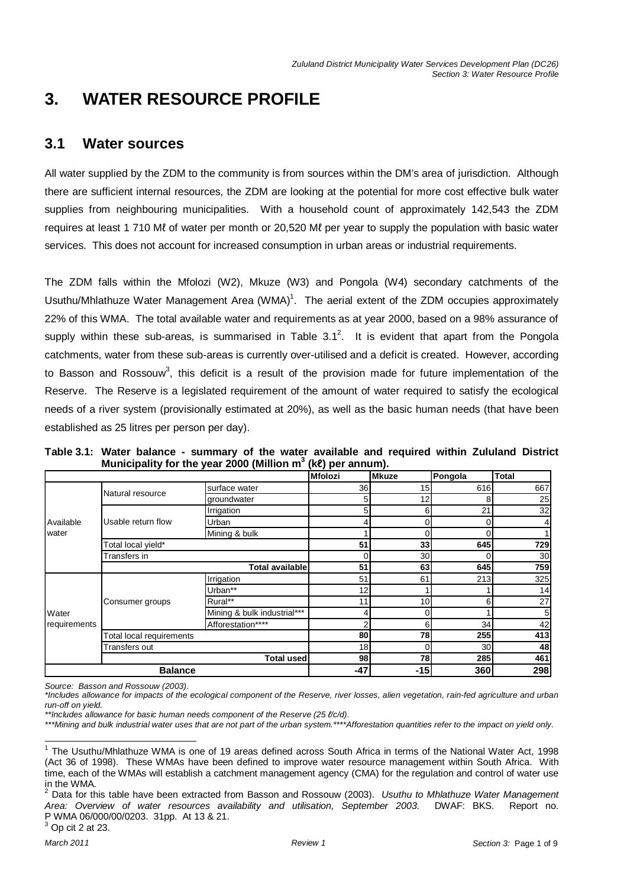# 3. WATER RESOURCE PROFILE

## 3.1 Water sources

All water supplied by the ZDM to the community is from sources within the DM's area of jurisdiction. Although there are sufficient internal resources, the ZDM are looking at the potential for more cost effective bulk water supplies from neighbouring municipalities. With a household count of approximately 142,543 the ZDM requires at least 1 710 Mℓ of water per month or 20,520 Mℓ per year to supply the population with basic water services. This does not account for increased consumption in urban areas or industrial requirements.

The ZDM falls within the Mfolozi (W2), Mkuze (W3) and Pongola (W4) secondary catchments of the Usuthu/Mhlathuze Water Management Area (WMA)[1]. The aerial extent of the ZDM occupies approximately 22% of this WMA. The total available water and requirements as at year 2000, based on a 98% assurance of supply within these sub-areas, is summarised in Table 3.1[2]. It is evident that apart from the Pongola catchments, water from these sub-areas is currently over-utilised and a deficit is created. However, according to Basson and Rossouw[3], this deficit is a result of the provision made for future implementation of the Reserve. The Reserve is a legislated requirement of the amount of water required to satisfy the ecological needs of a river system (provisionally estimated at 20%), as well as the basic human needs (that have been established as 25 litres per person per day).

**Table 3.1: Water balance - summary of the water available and required within Zululand District Municipality for the year 2000 (Million $m^3$ (kℓ) per annum).**

| | | | Mfolozi | Mkuze | Pongola | Total |
|---|---|---|---|---|---|---|
| Available water | Natural resource | surface water | 36 | 15 | 616 | 667 |
| | | groundwater | 5 | 12 | 8 | 25 |
| | Usable return flow | Irrigation | 5 | 6 | 21 | 32 |
| | | Urban | 4 | 0 | 0 | 4 |
| | | Mining & bulk | 1 | 0 | 0 | 1 |
| | Total local yield* | | **51** | **33** | **645** | **729** |
| | Transfers in | | 0 | 30 | 0 | 30 |
| | | **Total available** | **51** | **63** | **645** | **759** |
| Water requirements | Consumer groups | Irrigation | 51 | 61 | 213 | 325 |
| | | Urban** | 12 | 1 | 1 | 14 |
| | | Rural** | 11 | 10 | 6 | 27 |
| | | Mining & bulk industrial*** | 4 | 0 | 1 | 5 |
| | | Afforestation**** | 2 | 6 | 34 | 42 |
| | Total local requirements | | **80** | **78** | **255** | **413** |
| | Transfers out | | 18 | 0 | 30 | 48 |
| | | **Total used** | **98** | **78** | **285** | **461** |
| **Balance** | | | **-47** | **-15** | **360** | **298** |

*Source: Basson and Rossouw (2003).*

*\*Includes allowance for impacts of the ecological component of the Reserve, river losses, alien vegetation, rain-fed agriculture and urban run-off on yield.*

*\*\*Includes allowance for basic human needs component of the Reserve (25 ℓ/c/d).*

*\*\*\*Mining and bulk industrial water uses that are not part of the urban system.\*\*\*\*Afforestation quantities refer to the impact on yield only.*

---

[1] The Usuthu/Mhlathuze WMA is one of 19 areas defined across South Africa in terms of the National Water Act, 1998 (Act 36 of 1998). These WMAs have been defined to improve water resource management within South Africa. With time, each of the WMAs will establish a catchment management agency (CMA) for the regulation and control of water use in the WMA.

[2] Data for this table have been extracted from Basson and Rossouw (2003). *Usuthu to Mhlathuze Water Management Area: Overview of water resources availability and utilisation, September 2003.* DWAF: BKS. Report no. P WMA 06/000/00/0203. 31pp. At 13 & 21.

[3] Op cit 2 at 23.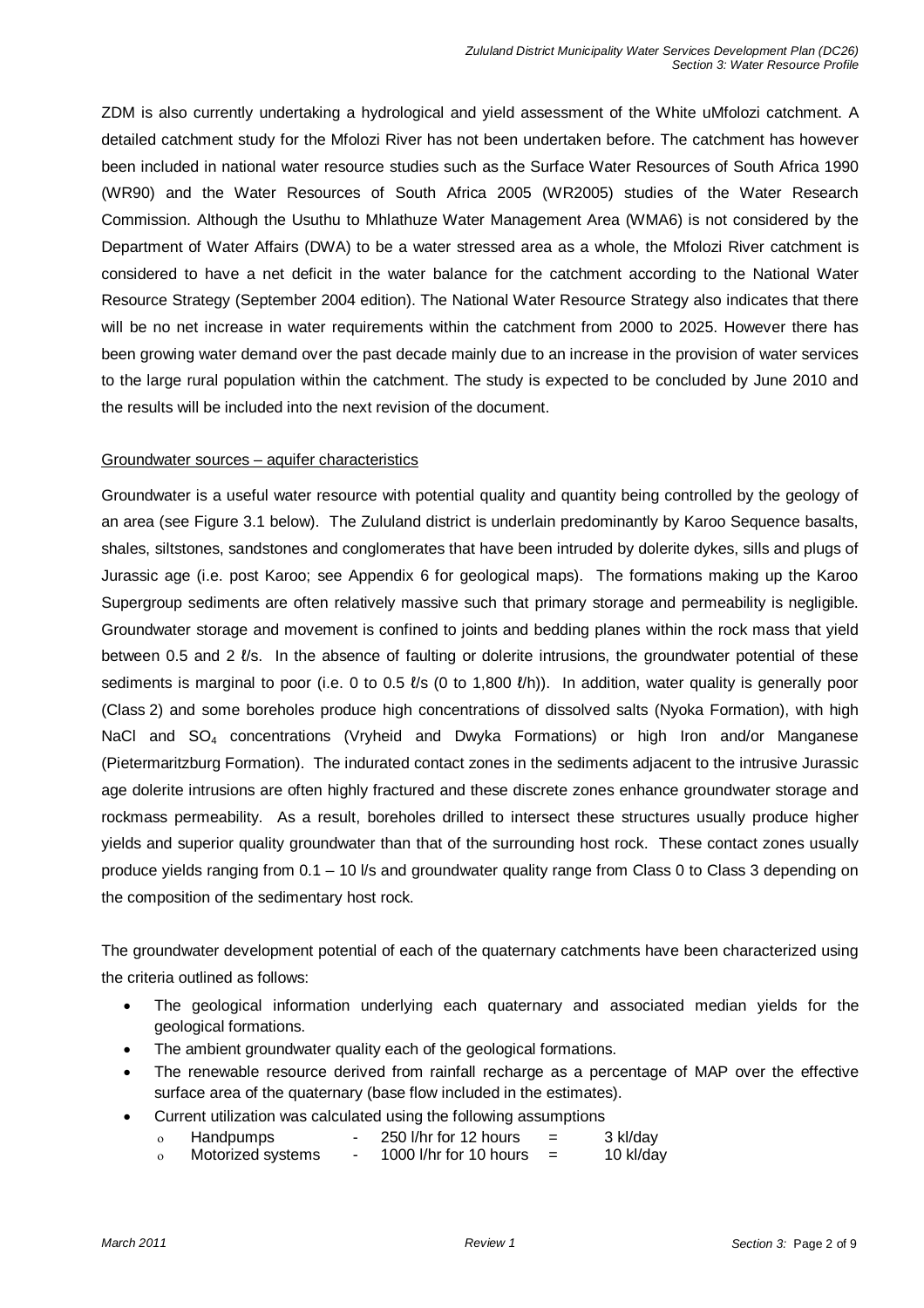ZDM is also currently undertaking a hydrological and yield assessment of the White uMfolozi catchment. A detailed catchment study for the Mfolozi River has not been undertaken before. The catchment has however been included in national water resource studies such as the Surface Water Resources of South Africa 1990 (WR90) and the Water Resources of South Africa 2005 (WR2005) studies of the Water Research Commission. Although the Usuthu to Mhlathuze Water Management Area (WMA6) is not considered by the Department of Water Affairs (DWA) to be a water stressed area as a whole, the Mfolozi River catchment is considered to have a net deficit in the water balance for the catchment according to the National Water Resource Strategy (September 2004 edition). The National Water Resource Strategy also indicates that there will be no net increase in water requirements within the catchment from 2000 to 2025. However there has been growing water demand over the past decade mainly due to an increase in the provision of water services to the large rural population within the catchment. The study is expected to be concluded by June 2010 and the results will be included into the next revision of the document.

Groundwater sources – aquifer characteristics

Groundwater is a useful water resource with potential quality and quantity being controlled by the geology of an area (see Figure 3.1 below). The Zululand district is underlain predominantly by Karoo Sequence basalts, shales, siltstones, sandstones and conglomerates that have been intruded by dolerite dykes, sills and plugs of Jurassic age (i.e. post Karoo; see Appendix 6 for geological maps). The formations making up the Karoo Supergroup sediments are often relatively massive such that primary storage and permeability is negligible. Groundwater storage and movement is confined to joints and bedding planes within the rock mass that yield between 0.5 and 2 ℓ/s. In the absence of faulting or dolerite intrusions, the groundwater potential of these sediments is marginal to poor (i.e. 0 to 0.5 ℓ/s (0 to 1,800 ℓ/h)). In addition, water quality is generally poor (Class 2) and some boreholes produce high concentrations of dissolved salts (Nyoka Formation), with high NaCl and $SO_4$ concentrations (Vryheid and Dwyka Formations) or high Iron and/or Manganese (Pietermaritzburg Formation). The indurated contact zones in the sediments adjacent to the intrusive Jurassic age dolerite intrusions are often highly fractured and these discrete zones enhance groundwater storage and rockmass permeability. As a result, boreholes drilled to intersect these structures usually produce higher yields and superior quality groundwater than that of the surrounding host rock. These contact zones usually produce yields ranging from 0.1 – 10 l/s and groundwater quality range from Class 0 to Class 3 depending on the composition of the sedimentary host rock.

The groundwater development potential of each of the quaternary catchments have been characterized using the criteria outlined as follows:

- The geological information underlying each quaternary and associated median yields for the geological formations.
- The ambient groundwater quality each of the geological formations.
- The renewable resource derived from rainfall recharge as a percentage of MAP over the effective surface area of the quaternary (base flow included in the estimates).
- Current utilization was calculated using the following assumptions
  - Handpumps - 250 l/hr for 12 hours = 3 kl/day
  - Motorized systems - 1000 l/hr for 10 hours = 10 kl/day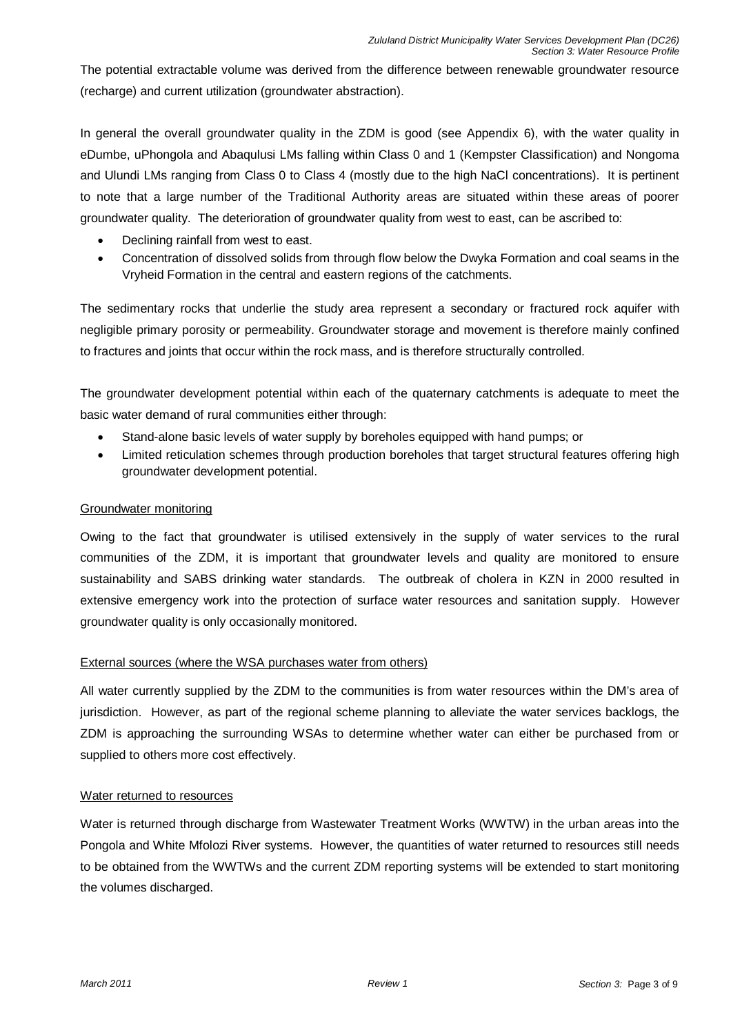The potential extractable volume was derived from the difference between renewable groundwater resource (recharge) and current utilization (groundwater abstraction).

In general the overall groundwater quality in the ZDM is good (see Appendix 6), with the water quality in eDumbe, uPhongola and Abaqulusi LMs falling within Class 0 and 1 (Kempster Classification) and Nongoma and Ulundi LMs ranging from Class 0 to Class 4 (mostly due to the high NaCl concentrations). It is pertinent to note that a large number of the Traditional Authority areas are situated within these areas of poorer groundwater quality. The deterioration of groundwater quality from west to east, can be ascribed to:

- Declining rainfall from west to east.
- Concentration of dissolved solids from through flow below the Dwyka Formation and coal seams in the Vryheid Formation in the central and eastern regions of the catchments.

The sedimentary rocks that underlie the study area represent a secondary or fractured rock aquifer with negligible primary porosity or permeability. Groundwater storage and movement is therefore mainly confined to fractures and joints that occur within the rock mass, and is therefore structurally controlled.

The groundwater development potential within each of the quaternary catchments is adequate to meet the basic water demand of rural communities either through:

- Stand-alone basic levels of water supply by boreholes equipped with hand pumps; or
- Limited reticulation schemes through production boreholes that target structural features offering high groundwater development potential.

#### Groundwater monitoring

Owing to the fact that groundwater is utilised extensively in the supply of water services to the rural communities of the ZDM, it is important that groundwater levels and quality are monitored to ensure sustainability and SABS drinking water standards. The outbreak of cholera in KZN in 2000 resulted in extensive emergency work into the protection of surface water resources and sanitation supply. However groundwater quality is only occasionally monitored.

#### External sources (where the WSA purchases water from others)

All water currently supplied by the ZDM to the communities is from water resources within the DM's area of jurisdiction. However, as part of the regional scheme planning to alleviate the water services backlogs, the ZDM is approaching the surrounding WSAs to determine whether water can either be purchased from or supplied to others more cost effectively.

#### Water returned to resources

Water is returned through discharge from Wastewater Treatment Works (WWTW) in the urban areas into the Pongola and White Mfolozi River systems. However, the quantities of water returned to resources still needs to be obtained from the WWTWs and the current ZDM reporting systems will be extended to start monitoring the volumes discharged.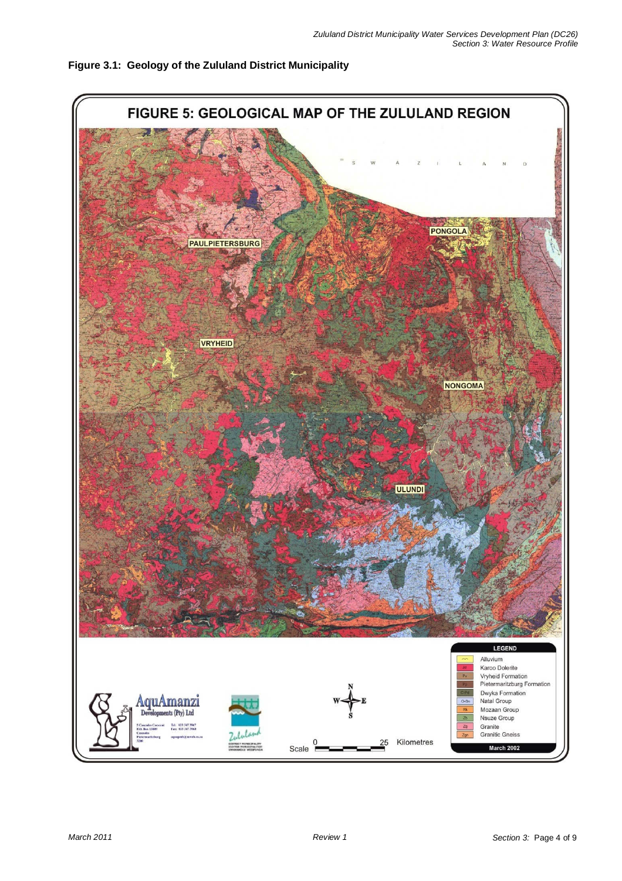**Figure 3.1: Geology of the Zululand District Municipality**

FIGURE 5: GEOLOGICAL MAP OF THE ZULULAND REGION

SWAZILAND

PONGOLA

PAULPIETERSBURG

VRYHEID

NONGOMA

ULUNDI

LEGEND

| Symbol | Description |
| --- | --- |
| ~~ | Alluvium |
| Jd | Karoo Dolerite |
| Pv | Vryheid Formation |
| Pp | Pietermaritzburg Formation |
| C-Pd | Dwyka Formation |
| O-Sn | Natal Group |
| Rk | Mozaan Group |
| Zn | Nsuze Group |
| Zg | Granite |
| Zgn | Granitic Gneiss |

March 2002

AquAmanzi Developments (Pty) Ltd

Zululand

Scale 0 25 Kilometres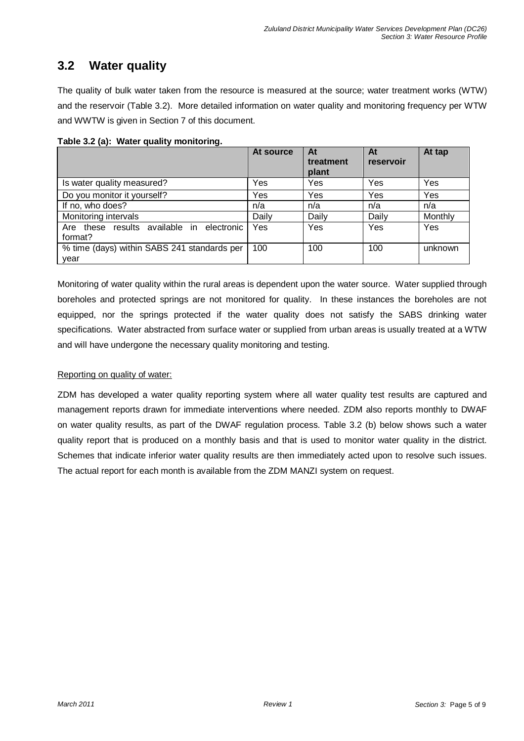## 3.2 Water quality

The quality of bulk water taken from the resource is measured at the source; water treatment works (WTW) and the reservoir (Table 3.2). More detailed information on water quality and monitoring frequency per WTW and WWTW is given in Section 7 of this document.

**Table 3.2 (a): Water quality monitoring.**

| | At source | At treatment plant | At reservoir | At tap |
|---|---|---|---|---|
| Is water quality measured? | Yes | Yes | Yes | Yes |
| Do you monitor it yourself? | Yes | Yes | Yes | Yes |
| If no, who does? | n/a | n/a | n/a | n/a |
| Monitoring intervals | Daily | Daily | Daily | Monthly |
| Are these results available in electronic format? | Yes | Yes | Yes | Yes |
| % time (days) within SABS 241 standards per year | 100 | 100 | 100 | unknown |

Monitoring of water quality within the rural areas is dependent upon the water source. Water supplied through boreholes and protected springs are not monitored for quality. In these instances the boreholes are not equipped, nor the springs protected if the water quality does not satisfy the SABS drinking water specifications. Water abstracted from surface water or supplied from urban areas is usually treated at a WTW and will have undergone the necessary quality monitoring and testing.

Reporting on quality of water:

ZDM has developed a water quality reporting system where all water quality test results are captured and management reports drawn for immediate interventions where needed. ZDM also reports monthly to DWAF on water quality results, as part of the DWAF regulation process. Table 3.2 (b) below shows such a water quality report that is produced on a monthly basis and that is used to monitor water quality in the district. Schemes that indicate inferior water quality results are then immediately acted upon to resolve such issues. The actual report for each month is available from the ZDM MANZI system on request.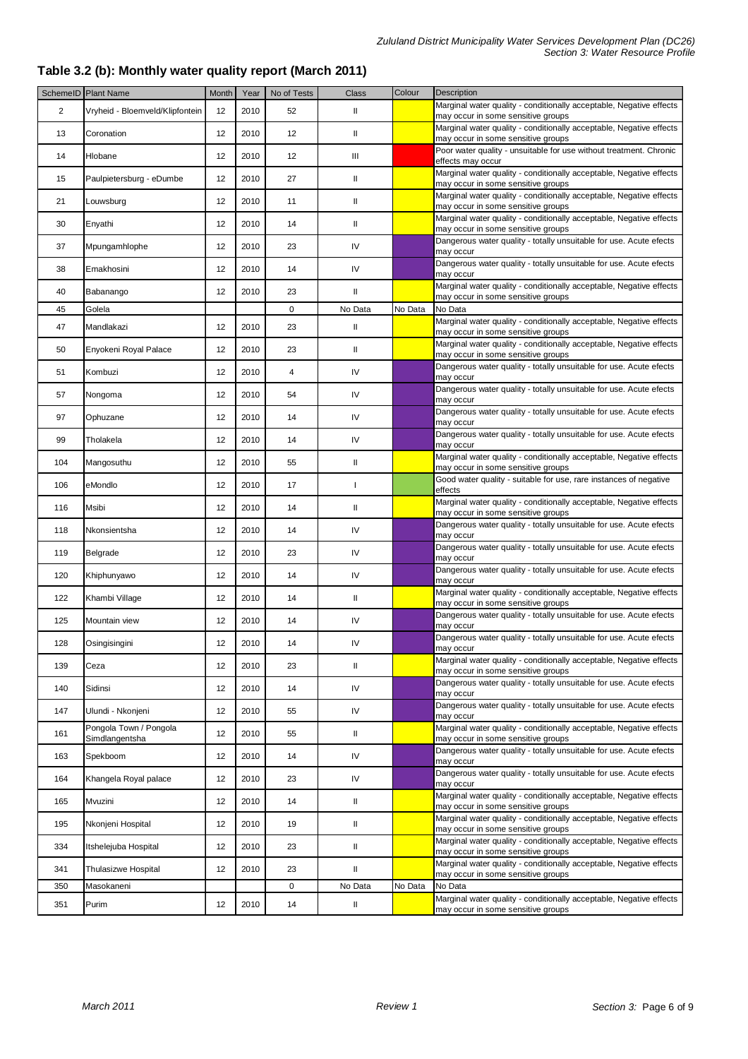## Table 3.2 (b): Monthly water quality report (March 2011)

| SchemeID | Plant Name | Month | Year | No of Tests | Class | Colour | Description |
|---|---|---|---|---|---|---|---|
| 2 | Vryheid - Bloemveld/Klipfontein | 12 | 2010 | 52 | II | | Marginal water quality - conditionally acceptable, Negative effects may occur in some sensitive groups |
| 13 | Coronation | 12 | 2010 | 12 | II | | Marginal water quality - conditionally acceptable, Negative effects may occur in some sensitive groups |
| 14 | Hlobane | 12 | 2010 | 12 | III | | Poor water quality - unsuitable for use without treatment. Chronic effects may occur |
| 15 | Paulpietersburg - eDumbe | 12 | 2010 | 27 | II | | Marginal water quality - conditionally acceptable, Negative effects may occur in some sensitive groups |
| 21 | Louwsburg | 12 | 2010 | 11 | II | | Marginal water quality - conditionally acceptable, Negative effects may occur in some sensitive groups |
| 30 | Enyathi | 12 | 2010 | 14 | II | | Marginal water quality - conditionally acceptable, Negative effects may occur in some sensitive groups |
| 37 | Mpungamhlophe | 12 | 2010 | 23 | IV | | Dangerous water quality - totally unsuitable for use. Acute efects may occur |
| 38 | Emakhosini | 12 | 2010 | 14 | IV | | Dangerous water quality - totally unsuitable for use. Acute efects may occur |
| 40 | Babanango | 12 | 2010 | 23 | II | | Marginal water quality - conditionally acceptable, Negative effects may occur in some sensitive groups |
| 45 | Golela | | | 0 | No Data | No Data | No Data |
| 47 | Mandlakazi | 12 | 2010 | 23 | II | | Marginal water quality - conditionally acceptable, Negative effects may occur in some sensitive groups |
| 50 | Enyokeni Royal Palace | 12 | 2010 | 23 | II | | Marginal water quality - conditionally acceptable, Negative effects may occur in some sensitive groups |
| 51 | Kombuzi | 12 | 2010 | 4 | IV | | Dangerous water quality - totally unsuitable for use. Acute efects may occur |
| 57 | Nongoma | 12 | 2010 | 54 | IV | | Dangerous water quality - totally unsuitable for use. Acute efects may occur |
| 97 | Ophuzane | 12 | 2010 | 14 | IV | | Dangerous water quality - totally unsuitable for use. Acute efects may occur |
| 99 | Tholakela | 12 | 2010 | 14 | IV | | Dangerous water quality - totally unsuitable for use. Acute efects may occur |
| 104 | Mangosuthu | 12 | 2010 | 55 | II | | Marginal water quality - conditionally acceptable, Negative effects may occur in some sensitive groups |
| 106 | eMondlo | 12 | 2010 | 17 | I | | Good water quality - suitable for use, rare instances of negative effects |
| 116 | Msibi | 12 | 2010 | 14 | II | | Marginal water quality - conditionally acceptable, Negative effects may occur in some sensitive groups |
| 118 | Nkonsientsha | 12 | 2010 | 14 | IV | | Dangerous water quality - totally unsuitable for use. Acute efects may occur |
| 119 | Belgrade | 12 | 2010 | 23 | IV | | Dangerous water quality - totally unsuitable for use. Acute efects may occur |
| 120 | Khiphunyawo | 12 | 2010 | 14 | IV | | Dangerous water quality - totally unsuitable for use. Acute efects may occur |
| 122 | Khambi Village | 12 | 2010 | 14 | II | | Marginal water quality - conditionally acceptable, Negative effects may occur in some sensitive groups |
| 125 | Mountain view | 12 | 2010 | 14 | IV | | Dangerous water quality - totally unsuitable for use. Acute efects may occur |
| 128 | Osingisingini | 12 | 2010 | 14 | IV | | Dangerous water quality - totally unsuitable for use. Acute efects may occur |
| 139 | Ceza | 12 | 2010 | 23 | II | | Marginal water quality - conditionally acceptable, Negative effects may occur in some sensitive groups |
| 140 | Sidinsi | 12 | 2010 | 14 | IV | | Dangerous water quality - totally unsuitable for use. Acute efects may occur |
| 147 | Ulundi - Nkonjeni | 12 | 2010 | 55 | IV | | Dangerous water quality - totally unsuitable for use. Acute efects may occur |
| 161 | Pongola Town / Pongola Simdlangentsha | 12 | 2010 | 55 | II | | Marginal water quality - conditionally acceptable, Negative effects may occur in some sensitive groups |
| 163 | Spekboom | 12 | 2010 | 14 | IV | | Dangerous water quality - totally unsuitable for use. Acute efects may occur |
| 164 | Khangela Royal palace | 12 | 2010 | 23 | IV | | Dangerous water quality - totally unsuitable for use. Acute efects may occur |
| 165 | Mvuzini | 12 | 2010 | 14 | II | | Marginal water quality - conditionally acceptable, Negative effects may occur in some sensitive groups |
| 195 | Nkonjeni Hospital | 12 | 2010 | 19 | II | | Marginal water quality - conditionally acceptable, Negative effects may occur in some sensitive groups |
| 334 | Itshelejuba Hospital | 12 | 2010 | 23 | II | | Marginal water quality - conditionally acceptable, Negative effects may occur in some sensitive groups |
| 341 | Thulasizwe Hospital | 12 | 2010 | 23 | II | | Marginal water quality - conditionally acceptable, Negative effects may occur in some sensitive groups |
| 350 | Masokaneni | | | 0 | No Data | No Data | No Data |
| 351 | Purim | 12 | 2010 | 14 | II | | Marginal water quality - conditionally acceptable, Negative effects may occur in some sensitive groups |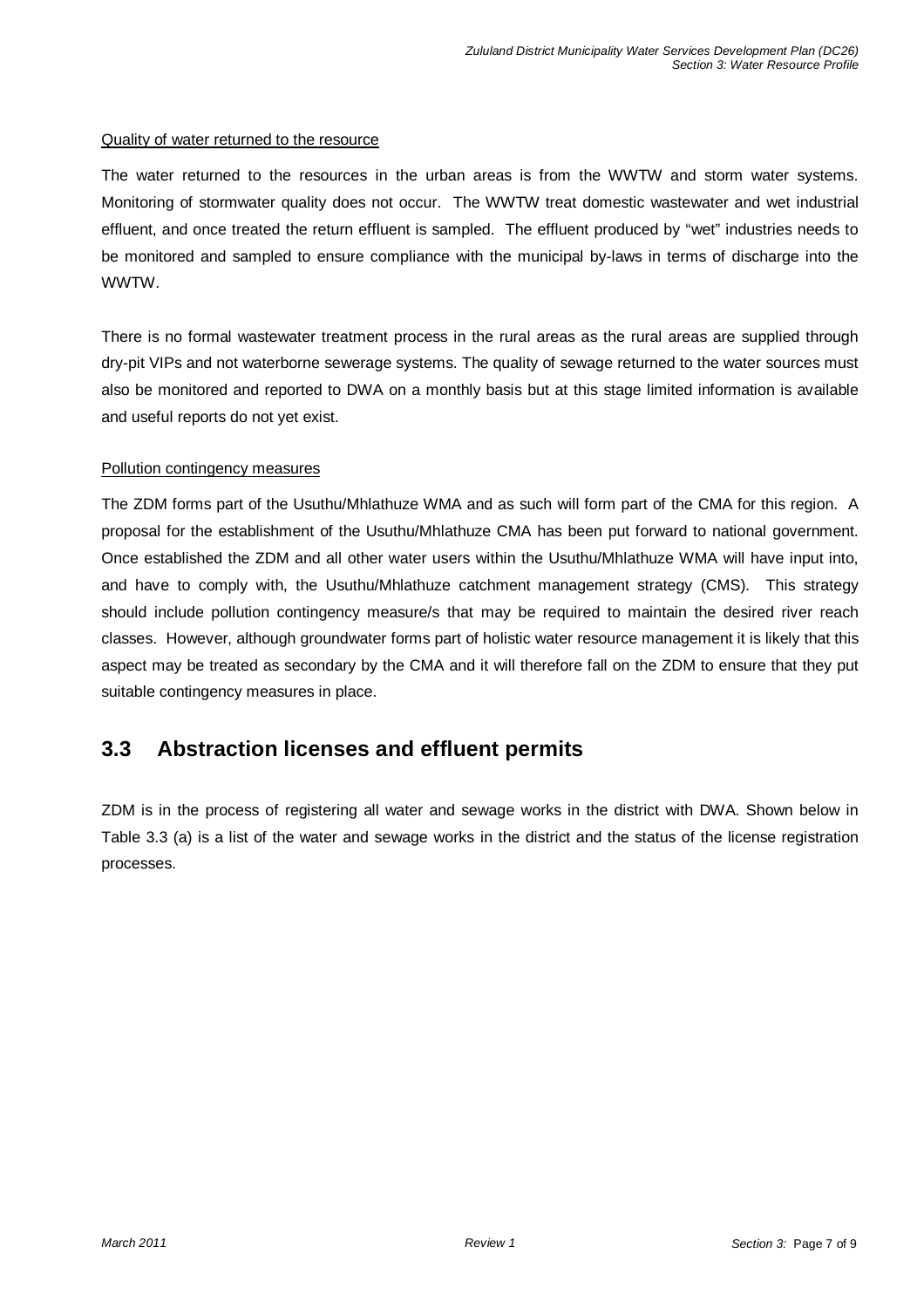Quality of water returned to the resource

The water returned to the resources in the urban areas is from the WWTW and storm water systems. Monitoring of stormwater quality does not occur. The WWTW treat domestic wastewater and wet industrial effluent, and once treated the return effluent is sampled. The effluent produced by "wet" industries needs to be monitored and sampled to ensure compliance with the municipal by-laws in terms of discharge into the WWTW.

There is no formal wastewater treatment process in the rural areas as the rural areas are supplied through dry-pit VIPs and not waterborne sewerage systems. The quality of sewage returned to the water sources must also be monitored and reported to DWA on a monthly basis but at this stage limited information is available and useful reports do not yet exist.

Pollution contingency measures

The ZDM forms part of the Usuthu/Mhlathuze WMA and as such will form part of the CMA for this region. A proposal for the establishment of the Usuthu/Mhlathuze CMA has been put forward to national government. Once established the ZDM and all other water users within the Usuthu/Mhlathuze WMA will have input into, and have to comply with, the Usuthu/Mhlathuze catchment management strategy (CMS). This strategy should include pollution contingency measure/s that may be required to maintain the desired river reach classes. However, although groundwater forms part of holistic water resource management it is likely that this aspect may be treated as secondary by the CMA and it will therefore fall on the ZDM to ensure that they put suitable contingency measures in place.

## 3.3 Abstraction licenses and effluent permits

ZDM is in the process of registering all water and sewage works in the district with DWA. Shown below in Table 3.3 (a) is a list of the water and sewage works in the district and the status of the license registration processes.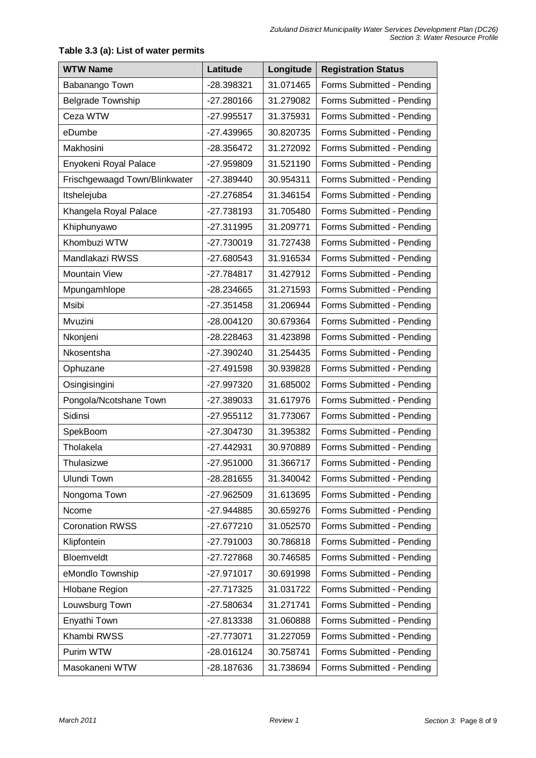**Table 3.3 (a): List of water permits**

| WTW Name | Latitude | Longitude | Registration Status |
|---|---|---|---|
| Babanango Town | -28.398321 | 31.071465 | Forms Submitted - Pending |
| Belgrade Township | -27.280166 | 31.279082 | Forms Submitted - Pending |
| Ceza WTW | -27.995517 | 31.375931 | Forms Submitted - Pending |
| eDumbe | -27.439965 | 30.820735 | Forms Submitted - Pending |
| Makhosini | -28.356472 | 31.272092 | Forms Submitted - Pending |
| Enyokeni Royal Palace | -27.959809 | 31.521190 | Forms Submitted - Pending |
| Frischgewaagd Town/Blinkwater | -27.389440 | 30.954311 | Forms Submitted - Pending |
| Itshelejuba | -27.276854 | 31.346154 | Forms Submitted - Pending |
| Khangela Royal Palace | -27.738193 | 31.705480 | Forms Submitted - Pending |
| Khiphunyawo | -27.311995 | 31.209771 | Forms Submitted - Pending |
| Khombuzi WTW | -27.730019 | 31.727438 | Forms Submitted - Pending |
| Mandlakazi RWSS | -27.680543 | 31.916534 | Forms Submitted - Pending |
| Mountain View | -27.784817 | 31.427912 | Forms Submitted - Pending |
| Mpungamhlope | -28.234665 | 31.271593 | Forms Submitted - Pending |
| Msibi | -27.351458 | 31.206944 | Forms Submitted - Pending |
| Mvuzini | -28.004120 | 30.679364 | Forms Submitted - Pending |
| Nkonjeni | -28.228463 | 31.423898 | Forms Submitted - Pending |
| Nkosentsha | -27.390240 | 31.254435 | Forms Submitted - Pending |
| Ophuzane | -27.491598 | 30.939828 | Forms Submitted - Pending |
| Osingisingini | -27.997320 | 31.685002 | Forms Submitted - Pending |
| Pongola/Ncotshane Town | -27.389033 | 31.617976 | Forms Submitted - Pending |
| Sidinsi | -27.955112 | 31.773067 | Forms Submitted - Pending |
| SpekBoom | -27.304730 | 31.395382 | Forms Submitted - Pending |
| Tholakela | -27.442931 | 30.970889 | Forms Submitted - Pending |
| Thulasizwe | -27.951000 | 31.366717 | Forms Submitted - Pending |
| Ulundi Town | -28.281655 | 31.340042 | Forms Submitted - Pending |
| Nongoma Town | -27.962509 | 31.613695 | Forms Submitted - Pending |
| Ncome | -27.944885 | 30.659276 | Forms Submitted - Pending |
| Coronation RWSS | -27.677210 | 31.052570 | Forms Submitted - Pending |
| Klipfontein | -27.791003 | 30.786818 | Forms Submitted - Pending |
| Bloemveldt | -27.727868 | 30.746585 | Forms Submitted - Pending |
| eMondlo Township | -27.971017 | 30.691998 | Forms Submitted - Pending |
| Hlobane Region | -27.717325 | 31.031722 | Forms Submitted - Pending |
| Louwsburg Town | -27.580634 | 31.271741 | Forms Submitted - Pending |
| Enyathi Town | -27.813338 | 31.060888 | Forms Submitted - Pending |
| Khambi RWSS | -27.773071 | 31.227059 | Forms Submitted - Pending |
| Purim WTW | -28.016124 | 30.758741 | Forms Submitted - Pending |
| Masokaneni WTW | -28.187636 | 31.738694 | Forms Submitted - Pending |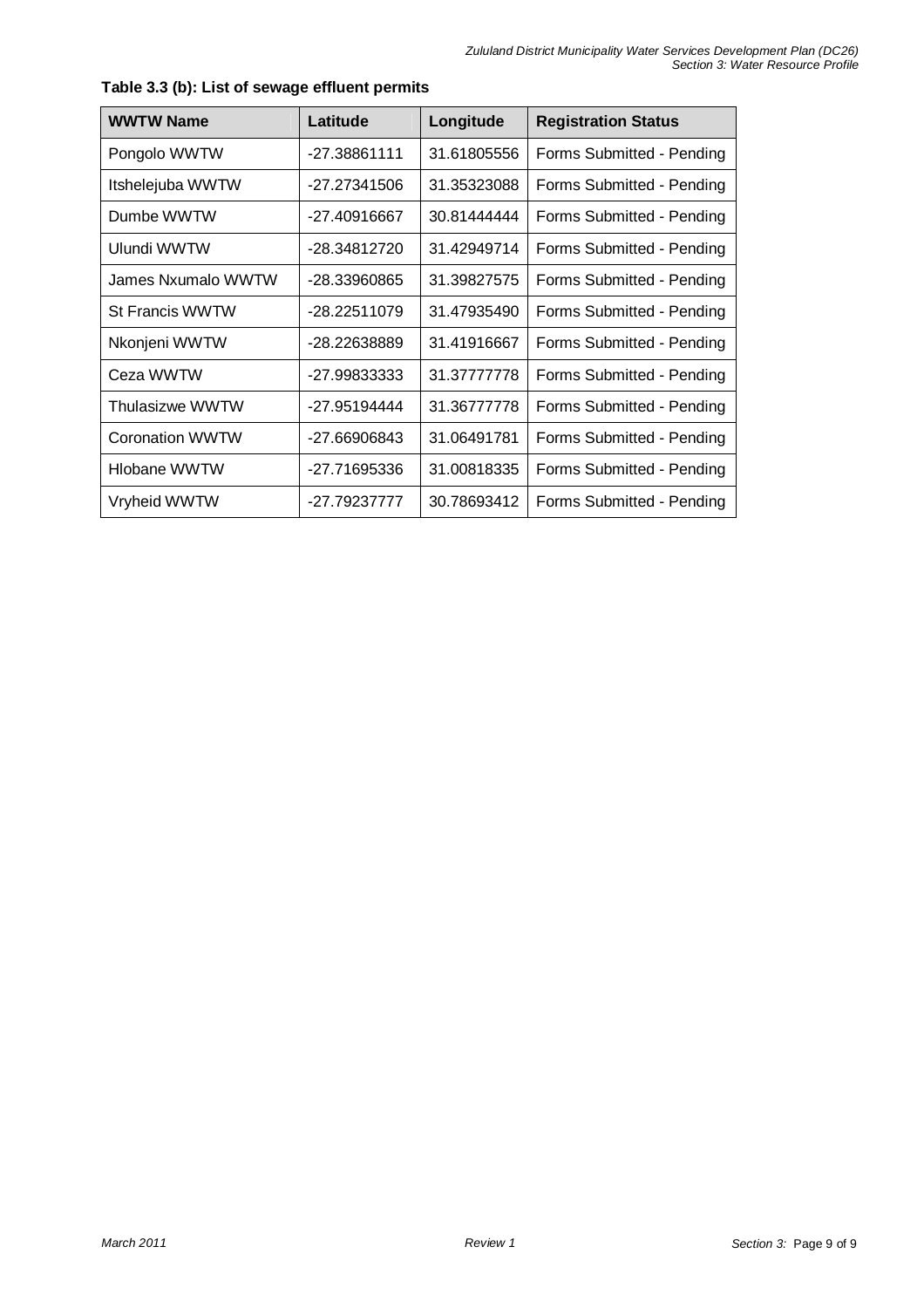**Table 3.3 (b): List of sewage effluent permits**

| WWTW Name | Latitude | Longitude | Registration Status |
|---|---|---|---|
| Pongolo WWTW | -27.38861111 | 31.61805556 | Forms Submitted - Pending |
| Itshelejuba WWTW | -27.27341506 | 31.35323088 | Forms Submitted - Pending |
| Dumbe WWTW | -27.40916667 | 30.81444444 | Forms Submitted - Pending |
| Ulundi WWTW | -28.34812720 | 31.42949714 | Forms Submitted - Pending |
| James Nxumalo WWTW | -28.33960865 | 31.39827575 | Forms Submitted - Pending |
| St Francis WWTW | -28.22511079 | 31.47935490 | Forms Submitted - Pending |
| Nkonjeni WWTW | -28.22638889 | 31.41916667 | Forms Submitted - Pending |
| Ceza WWTW | -27.99833333 | 31.37777778 | Forms Submitted - Pending |
| Thulasizwe WWTW | -27.95194444 | 31.36777778 | Forms Submitted - Pending |
| Coronation WWTW | -27.66906843 | 31.06491781 | Forms Submitted - Pending |
| Hlobane WWTW | -27.71695336 | 31.00818335 | Forms Submitted - Pending |
| Vryheid WWTW | -27.79237777 | 30.78693412 | Forms Submitted - Pending |